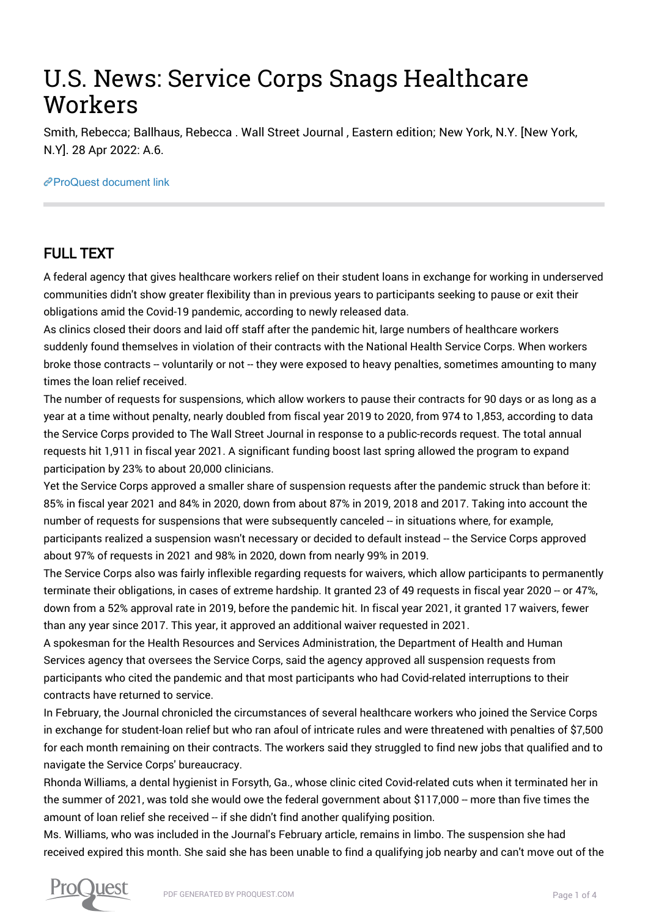# U.S. News: Service Corps Snags Healthcare Workers

Smith, Rebecca; Ballhaus, Rebecca . Wall Street Journal , Eastern edition; New York, N.Y. [New York, N.Y]. 28 Apr 2022: A.6.

ProQuest document link

## FULL TEXT

A federal agency that gives healthcare workers relief on their student loans in exchange for working in underserved communities didn't show greater flexibility than in previous years to participants seeking to pause or exit their obligations amid the Covid-19 pandemic, according to newly released data.

As clinics closed their doors and laid off staff after the pandemic hit, large numbers of healthcare workers suddenly found themselves in violation of their contracts with the National Health Service Corps. When workers broke those contracts -- voluntarily or not -- they were exposed to heavy penalties, sometimes amounting to many times the loan relief received.

The number of requests for suspensions, which allow workers to pause their contracts for 90 days or as long as a year at a time without penalty, nearly doubled from fiscal year 2019 to 2020, from 974 to 1,853, according to data the Service Corps provided to The Wall Street Journal in response to a public-records request. The total annual requests hit 1,911 in fiscal year 2021. A significant funding boost last spring allowed the program to expand participation by 23% to about 20,000 clinicians.

Yet the Service Corps approved a smaller share of suspension requests after the pandemic struck than before it: 85% in fiscal year 2021 and 84% in 2020, down from about 87% in 2019, 2018 and 2017. Taking into account the number of requests for suspensions that were subsequently canceled -- in situations where, for example, participants realized a suspension wasn't necessary or decided to default instead -- the Service Corps approved about 97% of requests in 2021 and 98% in 2020, down from nearly 99% in 2019.

The Service Corps also was fairly inflexible regarding requests for waivers, which allow participants to permanently terminate their obligations, in cases of extreme hardship. It granted 23 of 49 requests in fiscal year 2020 -- or 47%, down from a 52% approval rate in 2019, before the pandemic hit. In fiscal year 2021, it granted 17 waivers, fewer than any year since 2017. This year, it approved an additional waiver requested in 2021.

A spokesman for the Health Resources and Services Administration, the Department of Health and Human Services agency that oversees the Service Corps, said the agency approved all suspension requests from participants who cited the pandemic and that most participants who had Covid-related interruptions to their contracts have returned to service.

In February, the Journal chronicled the circumstances of several healthcare workers who joined the Service Corps in exchange for student-loan relief but who ran afoul of intricate rules and were threatened with penalties of $7,500 for each month remaining on their contracts. The workers said they struggled to find new jobs that qualified and to navigate the Service Corps' bureaucracy.

Rhonda Williams, a dental hygienist in Forsyth, Ga., whose clinic cited Covid-related cuts when it terminated her in the summer of 2021, was told she would owe the federal government about $117,000 -- more than five times the amount of loan relief she received -- if she didn't find another qualifying position.

Ms. Williams, who was included in the Journal's February article, remains in limbo. The suspension she had received expired this month. She said she has been unable to find a qualifying job nearby and can't move out of the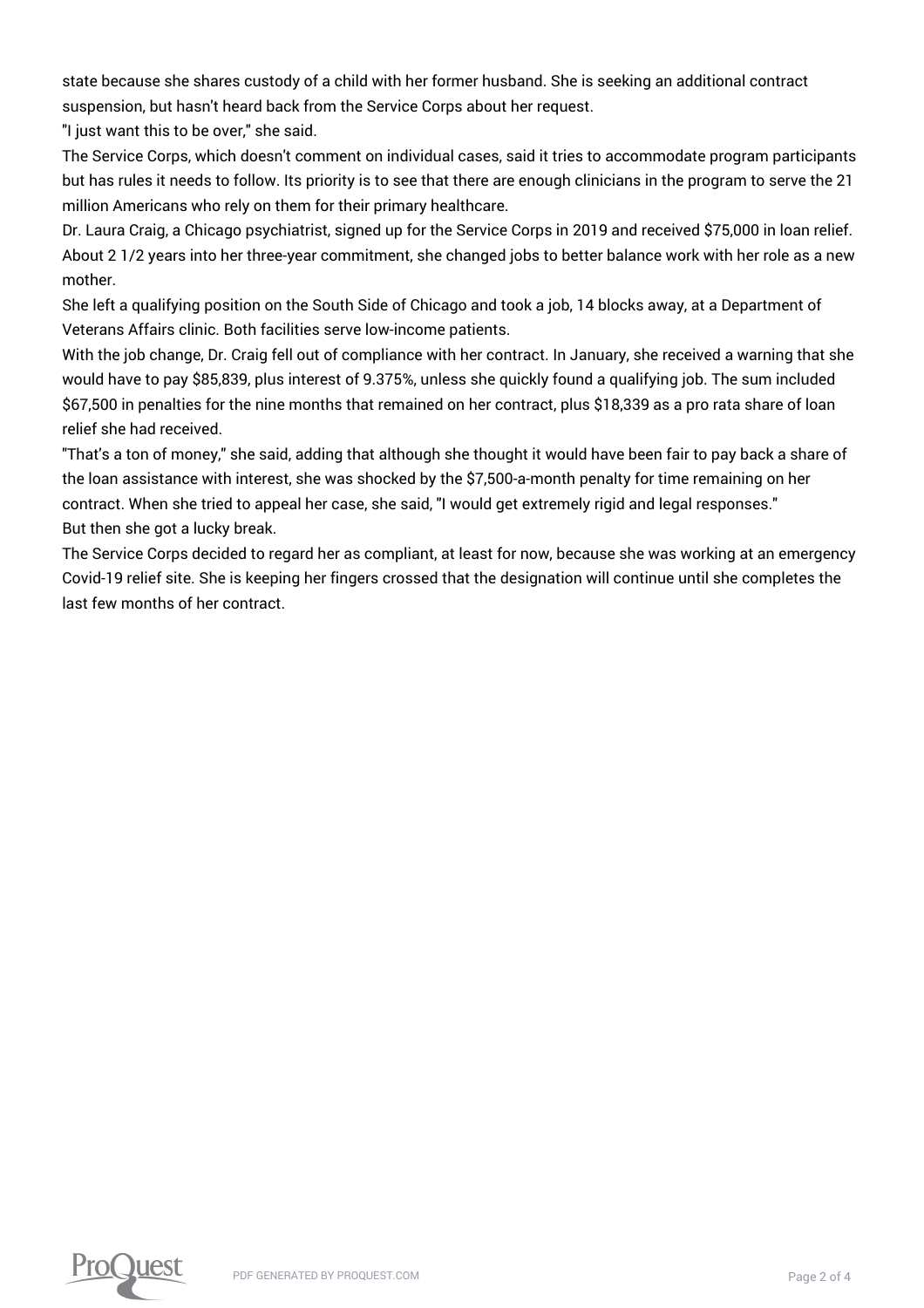state because she shares custody of a child with her former husband. She is seeking an additional contract suspension, but hasn't heard back from the Service Corps about her request.

"I just want this to be over," she said.

The Service Corps, which doesn't comment on individual cases, said it tries to accommodate program participants but has rules it needs to follow. Its priority is to see that there are enough clinicians in the program to serve the 21 million Americans who rely on them for their primary healthcare.

Dr. Laura Craig, a Chicago psychiatrist, signed up for the Service Corps in 2019 and received $75,000 in loan relief. About 2 1/2 years into her three-year commitment, she changed jobs to better balance work with her role as a new mother.

She left a qualifying position on the South Side of Chicago and took a job, 14 blocks away, at a Department of Veterans Affairs clinic. Both facilities serve low-income patients.

With the job change, Dr. Craig fell out of compliance with her contract. In January, she received a warning that she would have to pay $85,839, plus interest of 9.375%, unless she quickly found a qualifying job. The sum included $67,500 in penalties for the nine months that remained on her contract, plus $18,339 as a pro rata share of loan relief she had received.

"That's a ton of money," she said, adding that although she thought it would have been fair to pay back a share of the loan assistance with interest, she was shocked by the $7,500-a-month penalty for time remaining on her contract. When she tried to appeal her case, she said, "I would get extremely rigid and legal responses."

But then she got a lucky break.

The Service Corps decided to regard her as compliant, at least for now, because she was working at an emergency Covid-19 relief site. She is keeping her fingers crossed that the designation will continue until she completes the last few months of her contract.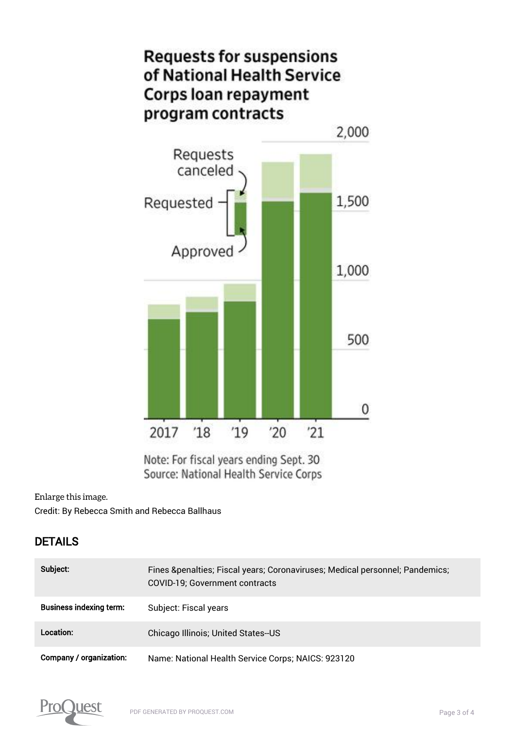Requests for suspensions of National Health Service Corps loan repayment program contracts

Note: For fiscal years ending Sept. 30
Source: National Health Service Corps

Enlarge this image.

Credit: By Rebecca Smith and Rebecca Ballhaus

## DETAILS

| | |
|---|---|
| **Subject:** | Fines &penalties; Fiscal years; Coronaviruses; Medical personnel; Pandemics; COVID-19; Government contracts |
| **Business indexing term:** | Subject: Fiscal years |
| **Location:** | Chicago Illinois; United States--US |
| **Company / organization:** | Name: National Health Service Corps; NAICS: 923120 |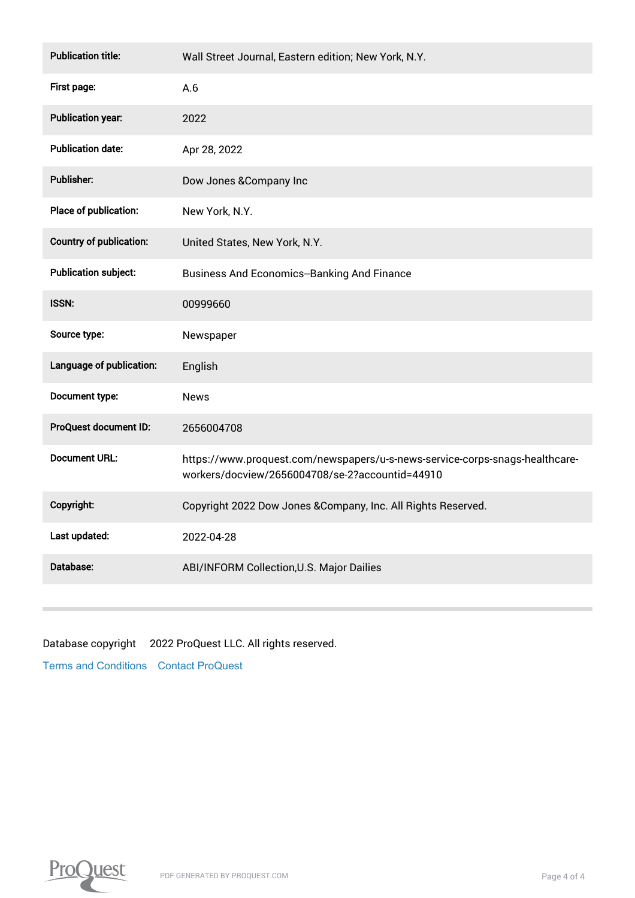| | |
|---|---|
| **Publication title:** | Wall Street Journal, Eastern edition; New York, N.Y. |
| **First page:** | A.6 |
| **Publication year:** | 2022 |
| **Publication date:** | Apr 28, 2022 |
| **Publisher:** | Dow Jones &Company Inc |
| **Place of publication:** | New York, N.Y. |
| **Country of publication:** | United States, New York, N.Y. |
| **Publication subject:** | Business And Economics--Banking And Finance |
| **ISSN:** | 00999660 |
| **Source type:** | Newspaper |
| **Language of publication:** | English |
| **Document type:** | News |
| **ProQuest document ID:** | 2656004708 |
| **Document URL:** | https://www.proquest.com/newspapers/u-s-news-service-corps-snags-healthcare-workers/docview/2656004708/se-2?accountid=44910 |
| **Copyright:** | Copyright 2022 Dow Jones &Company, Inc. All Rights Reserved. |
| **Last updated:** | 2022-04-28 |
| **Database:** | ABI/INFORM Collection,U.S. Major Dailies |

Database copyright 2022 ProQuest LLC. All rights reserved.

Terms and Conditions Contact ProQuest